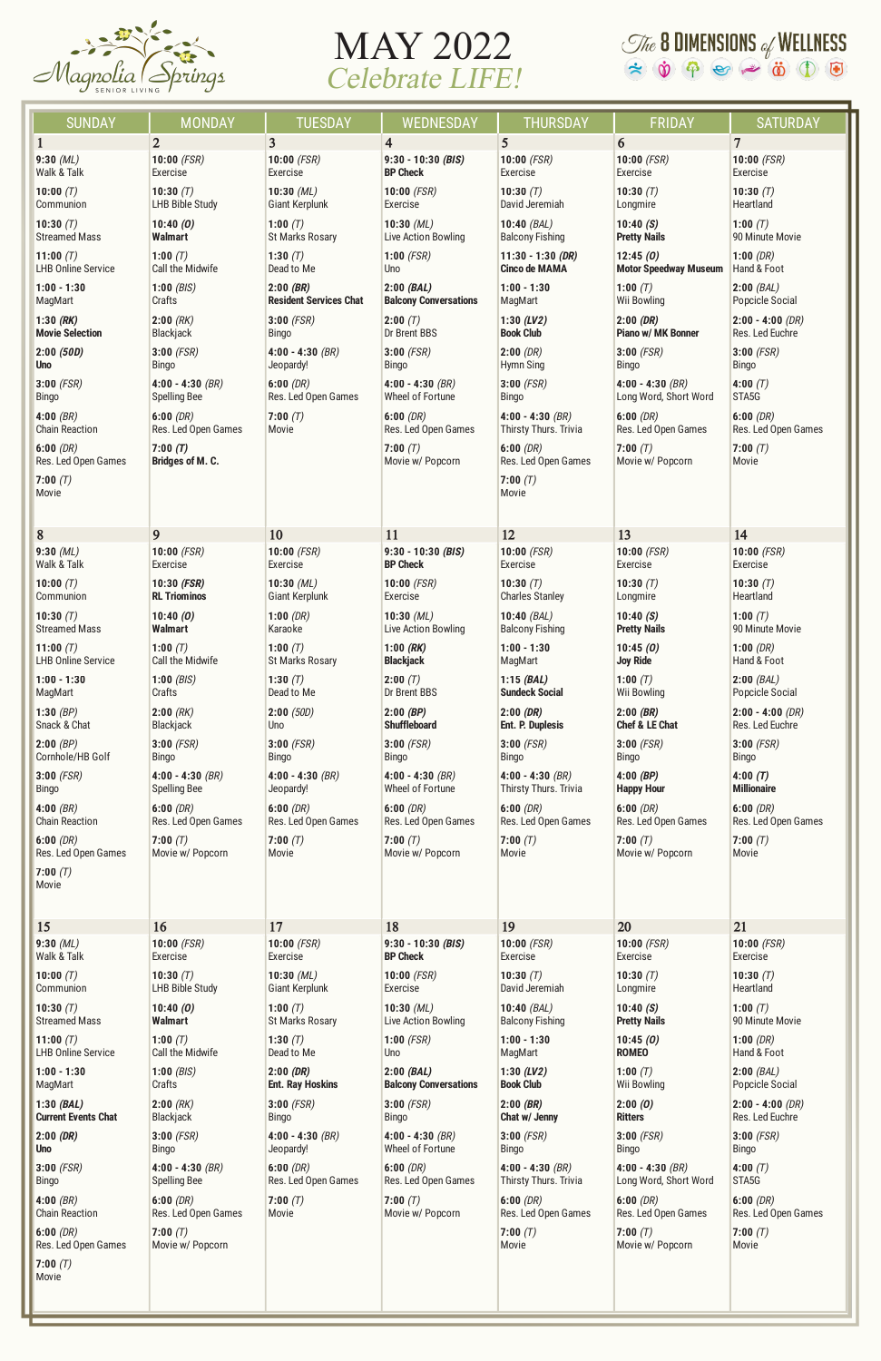# MAY 2022

## Celebrate LIFE!

Magnolia Springs SENIOR LIVING

The 8 DIMENSIONS of WELLNESS

| SUNDAY | MONDAY | TUESDAY | WEDNESDAY | THURSDAY | FRIDAY | SATURDAY |
|---|---|---|---|---|---|---|
| **1**<br>9:30 *(ML)* Walk & Talk<br>10:00 *(T)* Communion<br>10:30 *(T)* Streamed Mass<br>11:00 *(T)* LHB Online Service<br>1:00 - 1:30 MagMart<br>**1:30 *(RK)* Movie Selection**<br>**2:00 *(50D)* Uno**<br>3:00 *(FSR)* Bingo<br>4:00 *(BR)* Chain Reaction<br>6:00 *(DR)* Res. Led Open Games<br>7:00 *(T)* Movie | **2**<br>10:00 *(FSR)* Exercise<br>10:30 *(T)* LHB Bible Study<br>**10:40 *(O)* Walmart**<br>1:00 *(T)* Call the Midwife<br>1:00 *(BIS)* Crafts<br>2:00 *(RK)* Blackjack<br>3:00 *(FSR)* Bingo<br>4:00 - 4:30 *(BR)* Spelling Bee<br>6:00 *(DR)* Res. Led Open Games<br>**7:00 *(T)* Bridges of M. C.** | **3**<br>10:00 *(FSR)* Exercise<br>10:30 *(ML)* Giant Kerplunk<br>1:00 *(T)* St Marks Rosary<br>1:30 *(T)* Dead to Me<br>**2:00 *(BR)* Resident Services Chat**<br>3:00 *(FSR)* Bingo<br>4:00 - 4:30 *(BR)* Jeopardy!<br>6:00 *(DR)* Res. Led Open Games<br>7:00 *(T)* Movie | **4**<br>**9:30 - 10:30 *(BIS)* BP Check**<br>10:00 *(FSR)* Exercise<br>10:30 *(ML)* Live Action Bowling<br>1:00 *(FSR)* Uno<br>**2:00 *(BAL)* Balcony Conversations**<br>2:00 *(T)* Dr Brent BBS<br>3:00 *(FSR)* Bingo<br>4:00 - 4:30 *(BR)* Wheel of Fortune<br>6:00 *(DR)* Res. Led Open Games<br>7:00 *(T)* Movie w/ Popcorn | **5**<br>10:00 *(FSR)* Exercise<br>10:30 *(T)* David Jeremiah<br>10:40 *(BAL)* Balcony Fishing<br>**11:30 - 1:30 *(DR)* Cinco de MAMA**<br>1:00 - 1:30 MagMart<br>**1:30 *(LV2)* Book Club**<br>2:00 *(DR)* Hymn Sing<br>3:00 *(FSR)* Bingo<br>4:00 - 4:30 *(BR)* Thirsty Thurs. Trivia<br>6:00 *(DR)* Res. Led Open Games<br>7:00 *(T)* Movie | **6**<br>10:00 *(FSR)* Exercise<br>10:30 *(T)* Longmire<br>**10:40 *(S)* Pretty Nails**<br>**12:45 *(O)* Motor Speedway Museum**<br>1:00 *(T)* Wii Bowling<br>**2:00 *(DR)* Piano w/ MK Bonner**<br>3:00 *(FSR)* Bingo<br>4:00 - 4:30 *(BR)* Long Word, Short Word<br>6:00 *(DR)* Res. Led Open Games<br>7:00 *(T)* Movie w/ Popcorn | **7**<br>10:00 *(FSR)* Exercise<br>10:30 *(T)* Heartland<br>1:00 *(T)* 90 Minute Movie<br>1:00 *(DR)* Hand & Foot<br>2:00 *(BAL)* Popcicle Social<br>2:00 - 4:00 *(DR)* Res. Led Euchre<br>3:00 *(FSR)* Bingo<br>4:00 *(T)* STA5G<br>6:00 *(DR)* Res. Led Open Games<br>7:00 *(T)* Movie |
| **8**<br>9:30 *(ML)* Walk & Talk<br>10:00 *(T)* Communion<br>10:30 *(T)* Streamed Mass<br>11:00 *(T)* LHB Online Service<br>1:00 - 1:30 MagMart<br>1:30 *(BP)* Snack & Chat<br>2:00 *(BP)* Cornhole/HB Golf<br>3:00 *(FSR)* Bingo<br>4:00 *(BR)* Chain Reaction<br>6:00 *(DR)* Res. Led Open Games<br>7:00 *(T)* Movie | **9**<br>10:00 *(FSR)* Exercise<br>**10:30 *(FSR)* RL Triominos**<br>**10:40 *(O)* Walmart**<br>1:00 *(T)* Call the Midwife<br>1:00 *(BIS)* Crafts<br>2:00 *(RK)* Blackjack<br>3:00 *(FSR)* Bingo<br>4:00 - 4:30 *(BR)* Spelling Bee<br>6:00 *(DR)* Res. Led Open Games<br>7:00 *(T)* Movie w/ Popcorn | **10**<br>10:00 *(FSR)* Exercise<br>10:30 *(ML)* Giant Kerplunk<br>1:00 *(DR)* Karaoke<br>1:00 *(T)* St Marks Rosary<br>1:30 *(T)* Dead to Me<br>2:00 *(50D)* Uno<br>3:00 *(FSR)* Bingo<br>4:00 - 4:30 *(BR)* Jeopardy!<br>6:00 *(DR)* Res. Led Open Games<br>7:00 *(T)* Movie | **11**<br>**9:30 - 10:30 *(BIS)* BP Check**<br>10:00 *(FSR)* Exercise<br>10:30 *(ML)* Live Action Bowling<br>**1:00 *(RK)* Blackjack**<br>2:00 *(T)* Dr Brent BBS<br>**2:00 *(BP)* Shuffleboard**<br>3:00 *(FSR)* Bingo<br>4:00 - 4:30 *(BR)* Wheel of Fortune<br>6:00 *(DR)* Res. Led Open Games<br>7:00 *(T)* Movie w/ Popcorn | **12**<br>10:00 *(FSR)* Exercise<br>10:30 *(T)* Charles Stanley<br>10:40 *(BAL)* Balcony Fishing<br>1:00 - 1:30 MagMart<br>**1:15 *(BAL)* Sundeck Social**<br>**2:00 *(DR)* Ent. P. Duplesis**<br>3:00 *(FSR)* Bingo<br>4:00 - 4:30 *(BR)* Thirsty Thurs. Trivia<br>6:00 *(DR)* Res. Led Open Games<br>7:00 *(T)* Movie | **13**<br>10:00 *(FSR)* Exercise<br>10:30 *(T)* Longmire<br>**10:40 *(S)* Pretty Nails**<br>**10:45 *(O)* Joy Ride**<br>1:00 *(T)* Wii Bowling<br>**2:00 *(BR)* Chef & LE Chat**<br>3:00 *(FSR)* Bingo<br>**4:00 *(BP)* Happy Hour**<br>6:00 *(DR)* Res. Led Open Games<br>7:00 *(T)* Movie w/ Popcorn | **14**<br>10:00 *(FSR)* Exercise<br>10:30 *(T)* Heartland<br>1:00 *(T)* 90 Minute Movie<br>1:00 *(DR)* Hand & Foot<br>2:00 *(BAL)* Popcicle Social<br>2:00 - 4:00 *(DR)* Res. Led Euchre<br>3:00 *(FSR)* Bingo<br>**4:00 *(T)* Millionaire**<br>6:00 *(DR)* Res. Led Open Games<br>7:00 *(T)* Movie |
| **15**<br>9:30 *(ML)* Walk & Talk<br>10:00 *(T)* Communion<br>10:30 *(T)* Streamed Mass<br>11:00 *(T)* LHB Online Service<br>1:00 - 1:30 MagMart<br>**1:30 *(BAL)* Current Events Chat**<br>**2:00 *(DR)* Uno**<br>3:00 *(FSR)* Bingo<br>4:00 *(BR)* Chain Reaction<br>6:00 *(DR)* Res. Led Open Games<br>7:00 *(T)* Movie | **16**<br>10:00 *(FSR)* Exercise<br>10:30 *(T)* LHB Bible Study<br>**10:40 *(O)* Walmart**<br>1:00 *(T)* Call the Midwife<br>1:00 *(BIS)* Crafts<br>2:00 *(RK)* Blackjack<br>3:00 *(FSR)* Bingo<br>4:00 - 4:30 *(BR)* Spelling Bee<br>6:00 *(DR)* Res. Led Open Games<br>7:00 *(T)* Movie w/ Popcorn | **17**<br>10:00 *(FSR)* Exercise<br>10:30 *(ML)* Giant Kerplunk<br>1:00 *(T)* St Marks Rosary<br>1:30 *(T)* Dead to Me<br>**2:00 *(DR)* Ent. Ray Hoskins**<br>3:00 *(FSR)* Bingo<br>4:00 - 4:30 *(BR)* Jeopardy!<br>6:00 *(DR)* Res. Led Open Games<br>7:00 *(T)* Movie | **18**<br>**9:30 - 10:30 *(BIS)* BP Check**<br>10:00 *(FSR)* Exercise<br>10:30 *(ML)* Live Action Bowling<br>1:00 *(FSR)* Uno<br>**2:00 *(BAL)* Balcony Conversations**<br>3:00 *(FSR)* Bingo<br>4:00 - 4:30 *(BR)* Wheel of Fortune<br>6:00 *(DR)* Res. Led Open Games<br>7:00 *(T)* Movie w/ Popcorn | **19**<br>10:00 *(FSR)* Exercise<br>10:30 *(T)* David Jeremiah<br>10:40 *(BAL)* Balcony Fishing<br>1:00 - 1:30 MagMart<br>**1:30 *(LV2)* Book Club**<br>**2:00 *(BR)* Chat w/ Jenny**<br>3:00 *(FSR)* Bingo<br>4:00 - 4:30 *(BR)* Thirsty Thurs. Trivia<br>6:00 *(DR)* Res. Led Open Games<br>7:00 *(T)* Movie | **20**<br>10:00 *(FSR)* Exercise<br>10:30 *(T)* Longmire<br>**10:40 *(S)* Pretty Nails**<br>**10:45 *(O)* ROMEO**<br>1:00 *(T)* Wii Bowling<br>**2:00 *(O)* Ritters**<br>3:00 *(FSR)* Bingo<br>4:00 - 4:30 *(BR)* Long Word, Short Word<br>6:00 *(DR)* Res. Led Open Games<br>7:00 *(T)* Movie w/ Popcorn | **21**<br>10:00 *(FSR)* Exercise<br>10:30 *(T)* Heartland<br>1:00 *(T)* 90 Minute Movie<br>1:00 *(DR)* Hand & Foot<br>2:00 *(BAL)* Popcicle Social<br>2:00 - 4:00 *(DR)* Res. Led Euchre<br>3:00 *(FSR)* Bingo<br>4:00 *(T)* STA5G<br>6:00 *(DR)* Res. Led Open Games<br>7:00 *(T)* Movie |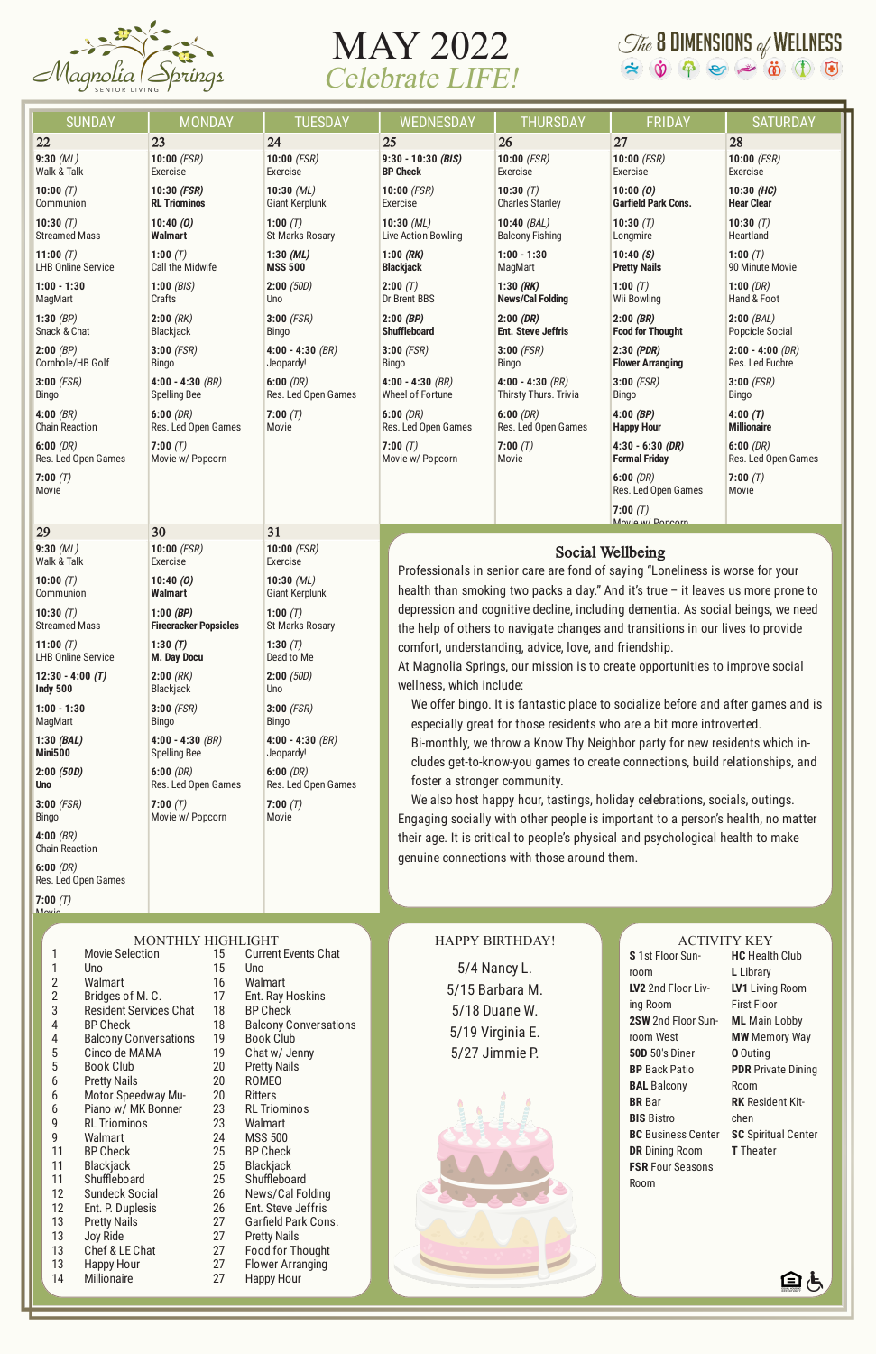# MAY 2022

## Celebrate LIFE!

Magnolia Springs SENIOR LIVING

The 8 DIMENSIONS of WELLNESS

| SUNDAY | MONDAY | TUESDAY | WEDNESDAY | THURSDAY | FRIDAY | SATURDAY |
|---|---|---|---|---|---|---|
| **22**<br>**9:30** *(ML)* Walk & Talk<br>**10:00** *(T)* Communion<br>**10:30** *(T)* Streamed Mass<br>**11:00** *(T)* LHB Online Service<br>**1:00 - 1:30** MagMart<br>**1:30** *(BP)* Snack & Chat<br>**2:00** *(BP)* Cornhole/HB Golf<br>**3:00** *(FSR)* Bingo<br>**4:00** *(BR)* Chain Reaction<br>**6:00** *(DR)* Res. Led Open Games<br>**7:00** *(T)* Movie | **23**<br>**10:00** *(FSR)* Exercise<br>**10:30** ***(FSR)*** **RL Triominos**<br>**10:40** ***(O)*** **Walmart**<br>**1:00** *(T)* Call the Midwife<br>**1:00** *(BIS)* Crafts<br>**2:00** *(RK)* Blackjack<br>**3:00** *(FSR)* Bingo<br>**4:00 - 4:30** *(BR)* Spelling Bee<br>**6:00** *(DR)* Res. Led Open Games<br>**7:00** *(T)* Movie w/ Popcorn | **24**<br>**10:00** *(FSR)* Exercise<br>**10:30** *(ML)* Giant Kerplunk<br>**1:00** *(T)* St Marks Rosary<br>**1:30** ***(ML)*** **MSS 500**<br>**2:00** *(50D)* Uno<br>**3:00** *(FSR)* Bingo<br>**4:00 - 4:30** *(BR)* Jeopardy!<br>**6:00** *(DR)* Res. Led Open Games<br>**7:00** *(T)* Movie | **25**<br>**9:30 - 10:30** ***(BIS)*** **BP Check**<br>**10:00** *(FSR)* Exercise<br>**10:30** *(ML)* Live Action Bowling<br>**1:00** ***(RK)*** **Blackjack**<br>**2:00** *(T)* Dr Brent BBS<br>**2:00** ***(BP)*** **Shuffleboard**<br>**3:00** *(FSR)* Bingo<br>**4:00 - 4:30** *(BR)* Wheel of Fortune<br>**6:00** *(DR)* Res. Led Open Games<br>**7:00** *(T)* Movie w/ Popcorn | **26**<br>**10:00** *(FSR)* Exercise<br>**10:30** *(T)* Charles Stanley<br>**10:40** *(BAL)* Balcony Fishing<br>**1:00 - 1:30** MagMart<br>**1:30** ***(RK)*** **News/Cal Folding**<br>**2:00** ***(DR)*** **Ent. Steve Jeffris**<br>**3:00** *(FSR)* Bingo<br>**4:00 - 4:30** *(BR)* Thirsty Thurs. Trivia<br>**6:00** *(DR)* Res. Led Open Games<br>**7:00** *(T)* Movie | **27**<br>**10:00** *(FSR)* Exercise<br>**10:00** ***(O)*** **Garfield Park Cons.**<br>**10:30** *(T)* Longmire<br>**10:40** ***(S)*** **Pretty Nails**<br>**1:00** *(T)* Wii Bowling<br>**2:00** ***(BR)*** **Food for Thought**<br>**2:30** ***(PDR)*** **Flower Arranging**<br>**3:00** *(FSR)* Bingo<br>**4:00** ***(BP)*** **Happy Hour**<br>**4:30 - 6:30** ***(DR)*** **Formal Friday**<br>**6:00** *(DR)* Res. Led Open Games<br>**7:00** *(T)* Movie w/ Popcorn | **28**<br>**10:00** *(FSR)* Exercise<br>**10:30** ***(HC)*** **Hear Clear**<br>**10:30** *(T)* Heartland<br>**1:00** *(T)* 90 Minute Movie<br>**1:00** *(DR)* Hand & Foot<br>**2:00** *(BAL)* Popcicle Social<br>**2:00 - 4:00** *(DR)* Res. Led Euchre<br>**3:00** *(FSR)* Bingo<br>**4:00** ***(T)*** **Millionaire**<br>**6:00** *(DR)* Res. Led Open Games<br>**7:00** *(T)* Movie |
| **29**<br>**9:30** *(ML)* Walk & Talk<br>**10:00** *(T)* Communion<br>**10:30** *(T)* Streamed Mass<br>**11:00** *(T)* LHB Online Service<br>**12:30 - 4:00** ***(T)*** **Indy 500**<br>**1:00 - 1:30** MagMart<br>**1:30** ***(BAL)*** **Mini500**<br>**2:00** ***(50D)*** **Uno**<br>**3:00** *(FSR)* Bingo<br>**4:00** *(BR)* Chain Reaction<br>**6:00** *(DR)* Res. Led Open Games<br>**7:00** *(T)* Movie | **30**<br>**10:00** *(FSR)* Exercise<br>**10:40** ***(O)*** **Walmart**<br>**1:00** ***(BP)*** **Firecracker Popsicles**<br>**1:30** ***(T)*** **M. Day Docu**<br>**2:00** *(RK)* Blackjack<br>**3:00** *(FSR)* Bingo<br>**4:00 - 4:30** *(BR)* Spelling Bee<br>**6:00** *(DR)* Res. Led Open Games<br>**7:00** *(T)* Movie w/ Popcorn | **31**<br>**10:00** *(FSR)* Exercise<br>**10:30** *(ML)* Giant Kerplunk<br>**1:00** *(T)* St Marks Rosary<br>**1:30** *(T)* Dead to Me<br>**2:00** *(50D)* Uno<br>**3:00** *(FSR)* Bingo<br>**4:00 - 4:30** *(BR)* Jeopardy!<br>**6:00** *(DR)* Res. Led Open Games<br>**7:00** *(T)* Movie | | | | |

## Social Wellbeing

Professionals in senior care are fond of saying "Loneliness is worse for your health than smoking two packs a day." And it's true – it leaves us more prone to depression and cognitive decline, including dementia. As social beings, we need the help of others to navigate changes and transitions in our lives to provide comfort, understanding, advice, love, and friendship.

At Magnolia Springs, our mission is to create opportunities to improve social wellness, which include:

We offer bingo. It is fantastic place to socialize before and after games and is especially great for those residents who are a bit more introverted.

Bi-monthly, we throw a Know Thy Neighbor party for new residents which includes get-to-know-you games to create connections, build relationships, and foster a stronger community.

We also host happy hour, tastings, holiday celebrations, socials, outings.

Engaging socially with other people is important to a person's health, no matter their age. It is critical to people's physical and psychological health to make genuine connections with those around them.

## MONTHLY HIGHLIGHT

| | | | |
|---|---|---|---|
| 1 | Movie Selection | 15 | Current Events Chat |
| 1 | Uno | 15 | Uno |
| 2 | Walmart | 16 | Walmart |
| 2 | Bridges of M. C. | 17 | Ent. Ray Hoskins |
| 3 | Resident Services Chat | 18 | BP Check |
| 4 | BP Check | 18 | Balcony Conversations |
| 4 | Balcony Conversations | 19 | Book Club |
| 5 | Cinco de MAMA | 19 | Chat w/ Jenny |
| 5 | Book Club | 20 | Pretty Nails |
| 6 | Pretty Nails | 20 | ROMEO |
| 6 | Motor Speedway Mu- | 20 | Ritters |
| 6 | Piano w/ MK Bonner | 23 | RL Triominos |
| 9 | RL Triominos | 23 | Walmart |
| 9 | Walmart | 24 | MSS 500 |
| 11 | BP Check | 25 | BP Check |
| 11 | Blackjack | 25 | Blackjack |
| 11 | Shuffleboard | 25 | Shuffleboard |
| 12 | Sundeck Social | 26 | News/Cal Folding |
| 12 | Ent. P. Duplesis | 26 | Ent. Steve Jeffris |
| 13 | Pretty Nails | 27 | Garfield Park Cons. |
| 13 | Joy Ride | 27 | Pretty Nails |
| 13 | Chef & LE Chat | 27 | Food for Thought |
| 13 | Happy Hour | 27 | Flower Arranging |
| 14 | Millionaire | 27 | Happy Hour |

## HAPPY BIRTHDAY!

5/4 Nancy L.
5/15 Barbara M.
5/18 Duane W.
5/19 Virginia E.
5/27 Jimmie P.

## ACTIVITY KEY

**S** 1st Floor Sunroom
**LV2** 2nd Floor Living Room
**2SW** 2nd Floor Sunroom West
**50D** 50's Diner
**BP** Back Patio
**BAL** Balcony
**BR** Bar
**BIS** Bistro
**BC** Business Center
**DR** Dining Room
**FSR** Four Seasons Room
**HC** Health Club
**L** Library
**LV1** Living Room First Floor
**ML** Main Lobby
**MW** Memory Way
**O** Outing
**PDR** Private Dining Room
**RK** Resident Kitchen
**SC** Spiritual Center
**T** Theater